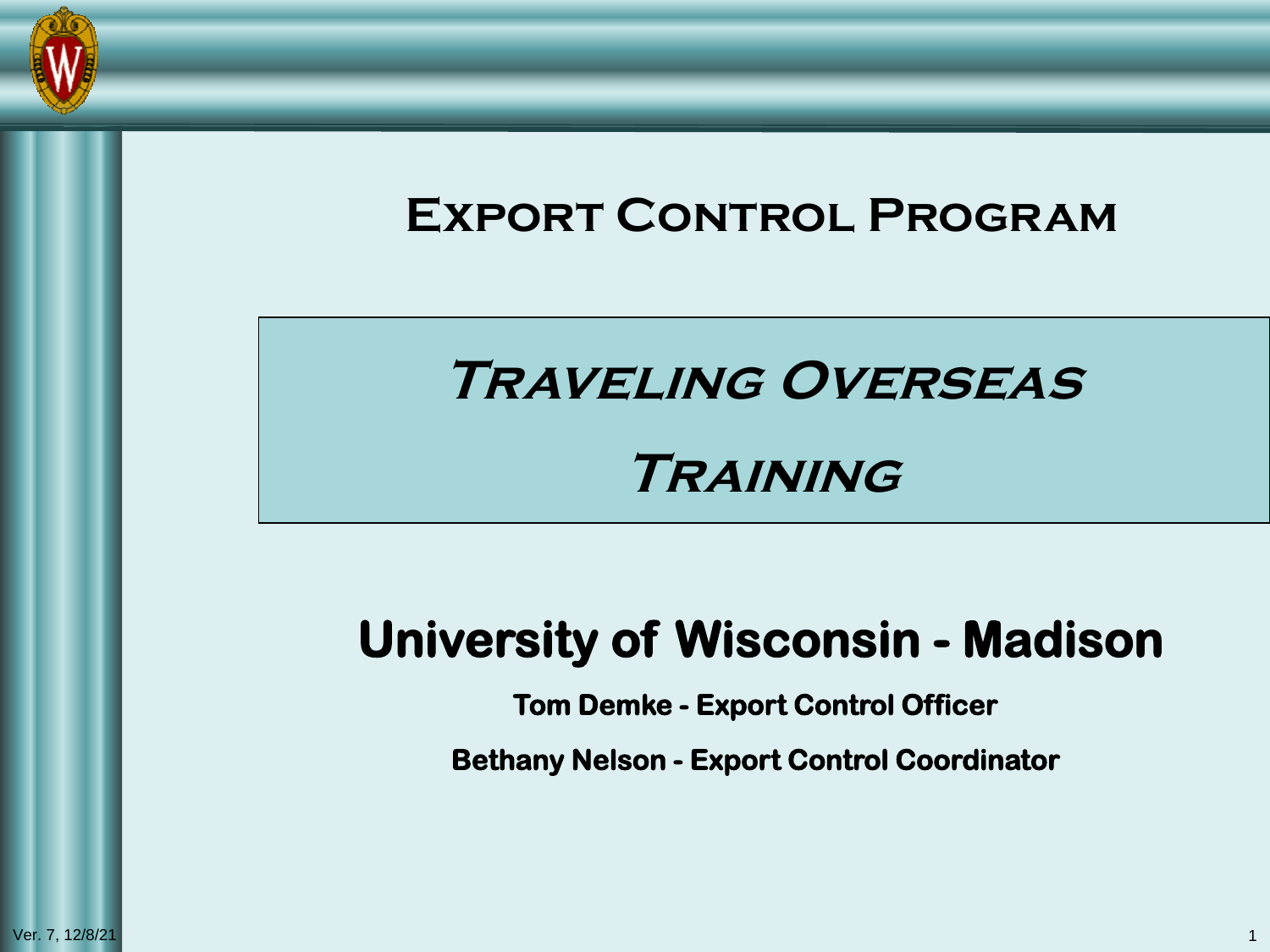# Export Control Program

## *Traveling Overseas Training*

## University of Wisconsin - Madison

**Tom Demke - Export Control Officer**

**Bethany Nelson - Export Control Coordinator**

Ver. 7, 12/8/21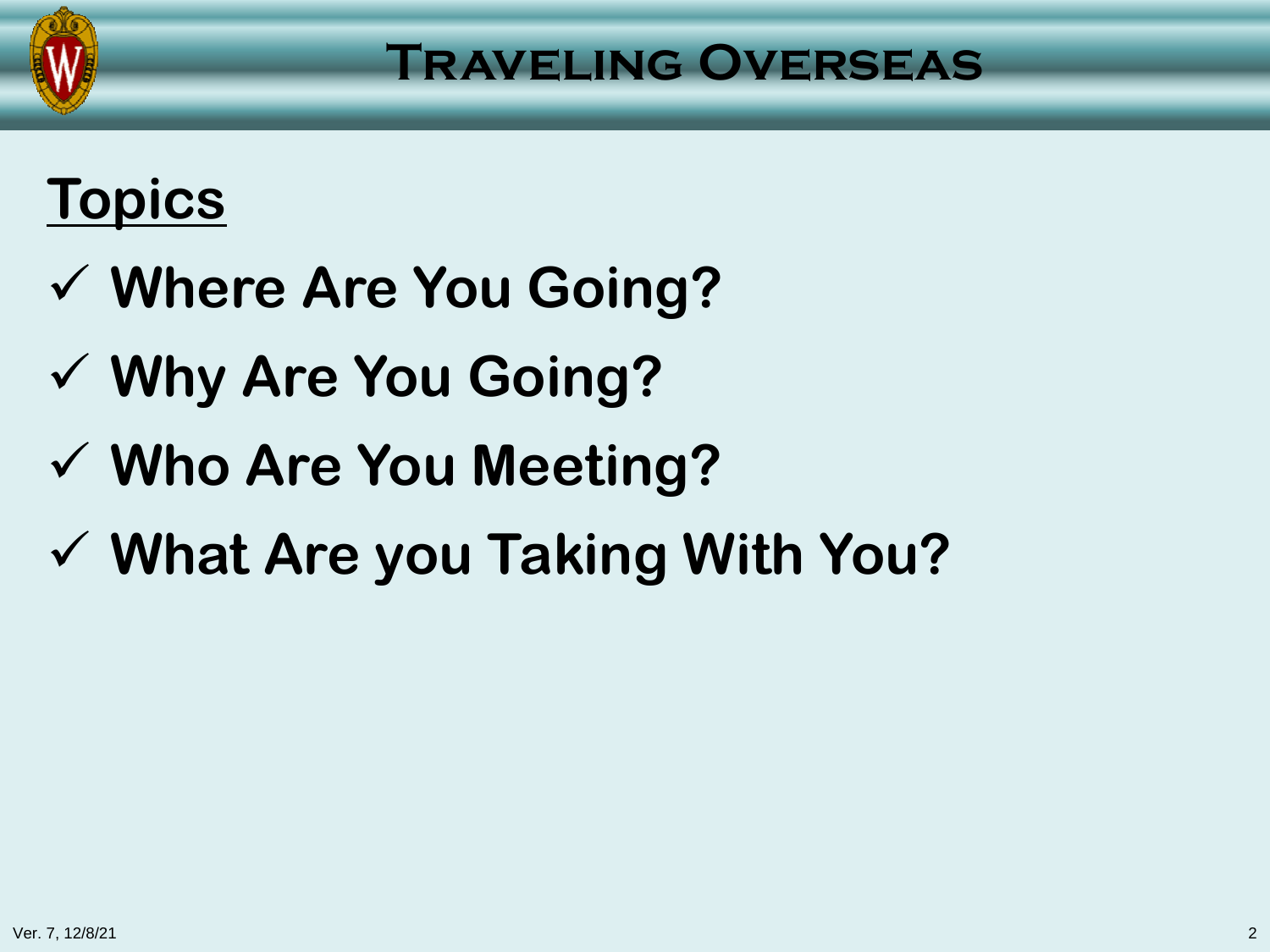# Traveling Overseas

## Topics

- ✓ **Where Are You Going?**
- ✓ **Why Are You Going?**
- ✓ **Who Are You Meeting?**
- ✓ **What Are you Taking With You?**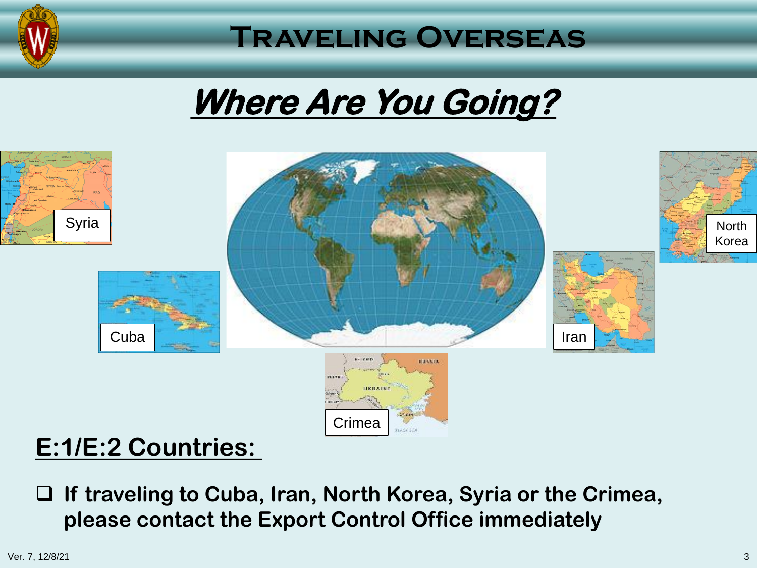# Traveling Overseas

## Where Are You Going?

Syria

Cuba

North Korea

Iran

Crimea

### E:1/E:2 Countries:

- If traveling to Cuba, Iran, North Korea, Syria or the Crimea, please contact the Export Control Office immediately

Ver. 7, 12/8/21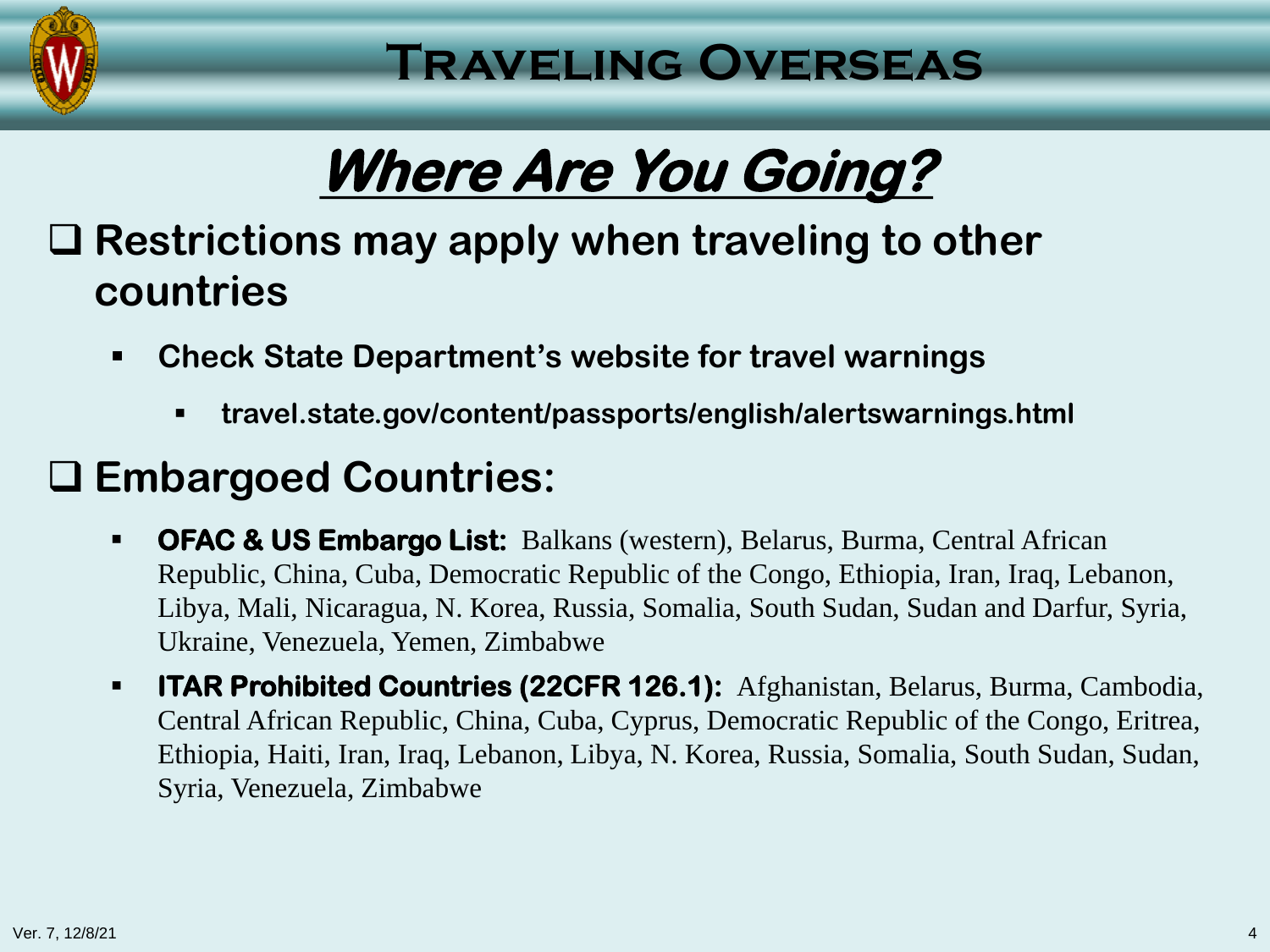# Traveling Overseas

## *Where Are You Going?*

- **Restrictions may apply when traveling to other countries**
  - **Check State Department's website for travel warnings**
    - **travel.state.gov/content/passports/english/alertswarnings.html**

- **Embargoed Countries:**
  - **OFAC & US Embargo List:** Balkans (western), Belarus, Burma, Central African Republic, China, Cuba, Democratic Republic of the Congo, Ethiopia, Iran, Iraq, Lebanon, Libya, Mali, Nicaragua, N. Korea, Russia, Somalia, South Sudan, Sudan and Darfur, Syria, Ukraine, Venezuela, Yemen, Zimbabwe
  - **ITAR Prohibited Countries (22CFR 126.1):** Afghanistan, Belarus, Burma, Cambodia, Central African Republic, China, Cuba, Cyprus, Democratic Republic of the Congo, Eritrea, Ethiopia, Haiti, Iran, Iraq, Lebanon, Libya, N. Korea, Russia, Somalia, South Sudan, Sudan, Syria, Venezuela, Zimbabwe

Ver. 7, 12/8/21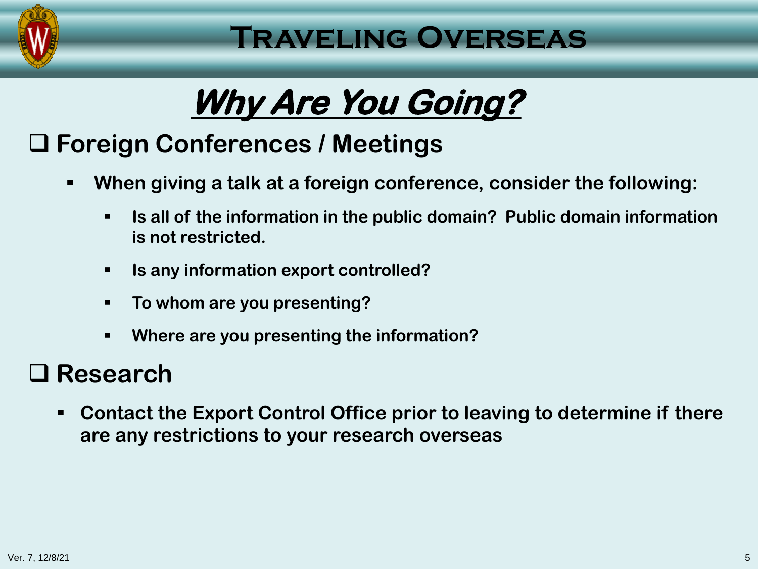# Traveling Overseas

## *Why Are You Going?*

### Foreign Conferences / Meetings

- **When giving a talk at a foreign conference, consider the following:**
  - **Is all of the information in the public domain? Public domain information is not restricted.**
  - **Is any information export controlled?**
  - **To whom are you presenting?**
  - **Where are you presenting the information?**

### Research

- **Contact the Export Control Office prior to leaving to determine if there are any restrictions to your research overseas**

Ver. 7, 12/8/21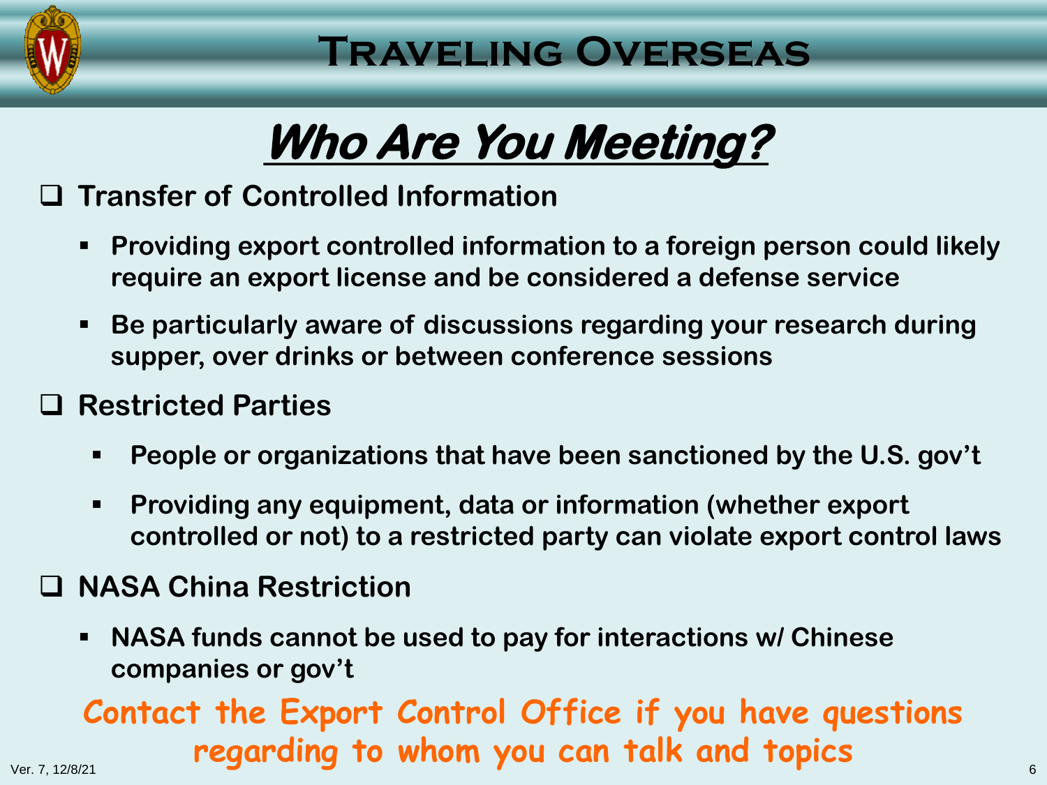# Traveling Overseas

## Who Are You Meeting?

- **Transfer of Controlled Information**
  - **Providing export controlled information to a foreign person could likely require an export license and be considered a defense service**
  - **Be particularly aware of discussions regarding your research during supper, over drinks or between conference sessions**
- **Restricted Parties**
  - **People or organizations that have been sanctioned by the U.S. gov't**
  - **Providing any equipment, data or information (whether export controlled or not) to a restricted party can violate export control laws**
- **NASA China Restriction**
  - **NASA funds cannot be used to pay for interactions w/ Chinese companies or gov't**

**Contact the Export Control Office if you have questions regarding to whom you can talk and topics**

Ver. 7, 12/8/21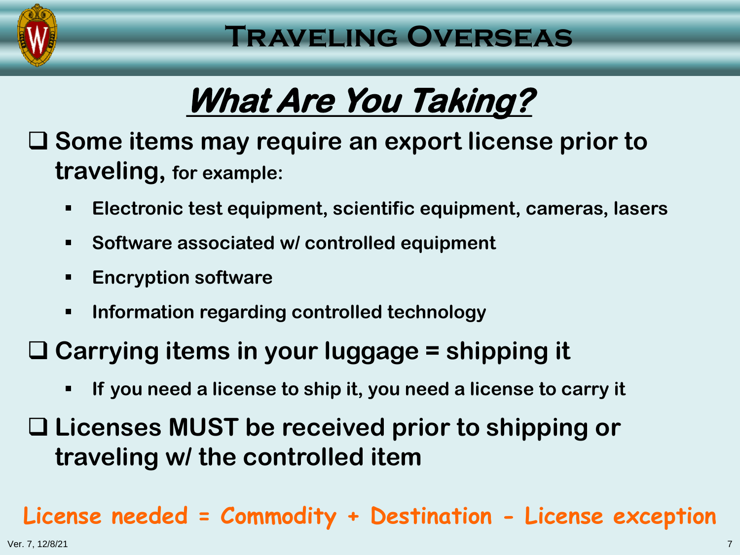# Traveling Overseas

## *What Are You Taking?*

- **Some items may require an export license prior to traveling, for example:**
  - **Electronic test equipment, scientific equipment, cameras, lasers**
  - **Software associated w/ controlled equipment**
  - **Encryption software**
  - **Information regarding controlled technology**
- **Carrying items in your luggage = shipping it**
  - **If you need a license to ship it, you need a license to carry it**
- **Licenses MUST be received prior to shipping or traveling w/ the controlled item**

**License needed = Commodity + Destination - License exception**

Ver. 7, 12/8/21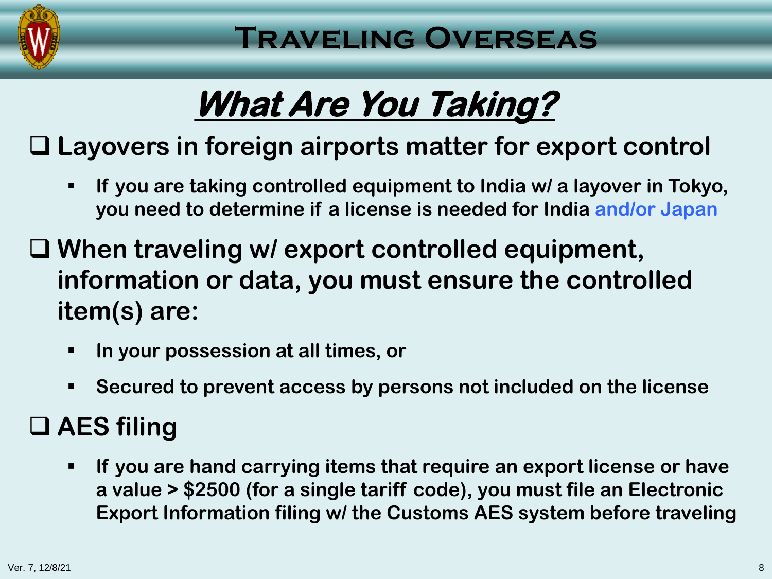# Traveling Overseas

## What Are You Taking?

- **Layovers in foreign airports matter for export control**
  - **If you are taking controlled equipment to India w/ a layover in Tokyo, you need to determine if a license is needed for India and/or Japan**
- **When traveling w/ export controlled equipment, information or data, you must ensure the controlled item(s) are:**
  - **In your possession at all times, or**
  - **Secured to prevent access by persons not included on the license**
- **AES filing**
  - **If you are hand carrying items that require an export license or have a value > $2500 (for a single tariff code), you must file an Electronic Export Information filing w/ the Customs AES system before traveling**

Ver. 7, 12/8/21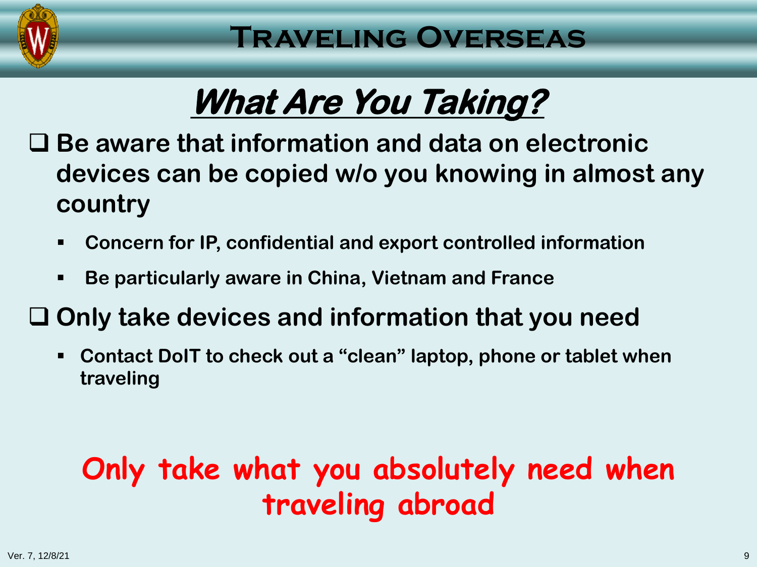# Traveling Overseas

## What Are You Taking?

- **Be aware that information and data on electronic devices can be copied w/o you knowing in almost any country**
  - **Concern for IP, confidential and export controlled information**
  - **Be particularly aware in China, Vietnam and France**
- **Only take devices and information that you need**
  - **Contact DoIT to check out a "clean" laptop, phone or tablet when traveling**

**Only take what you absolutely need when traveling abroad**

Ver. 7, 12/8/21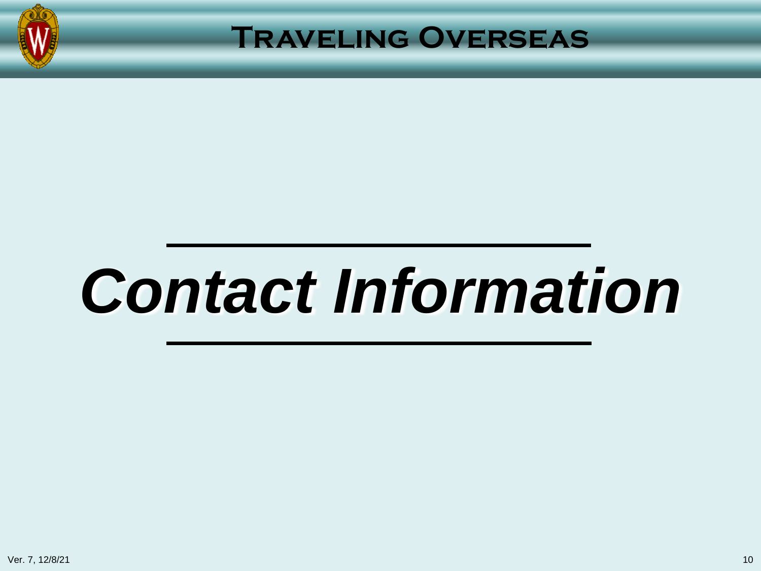# ***Contact Information***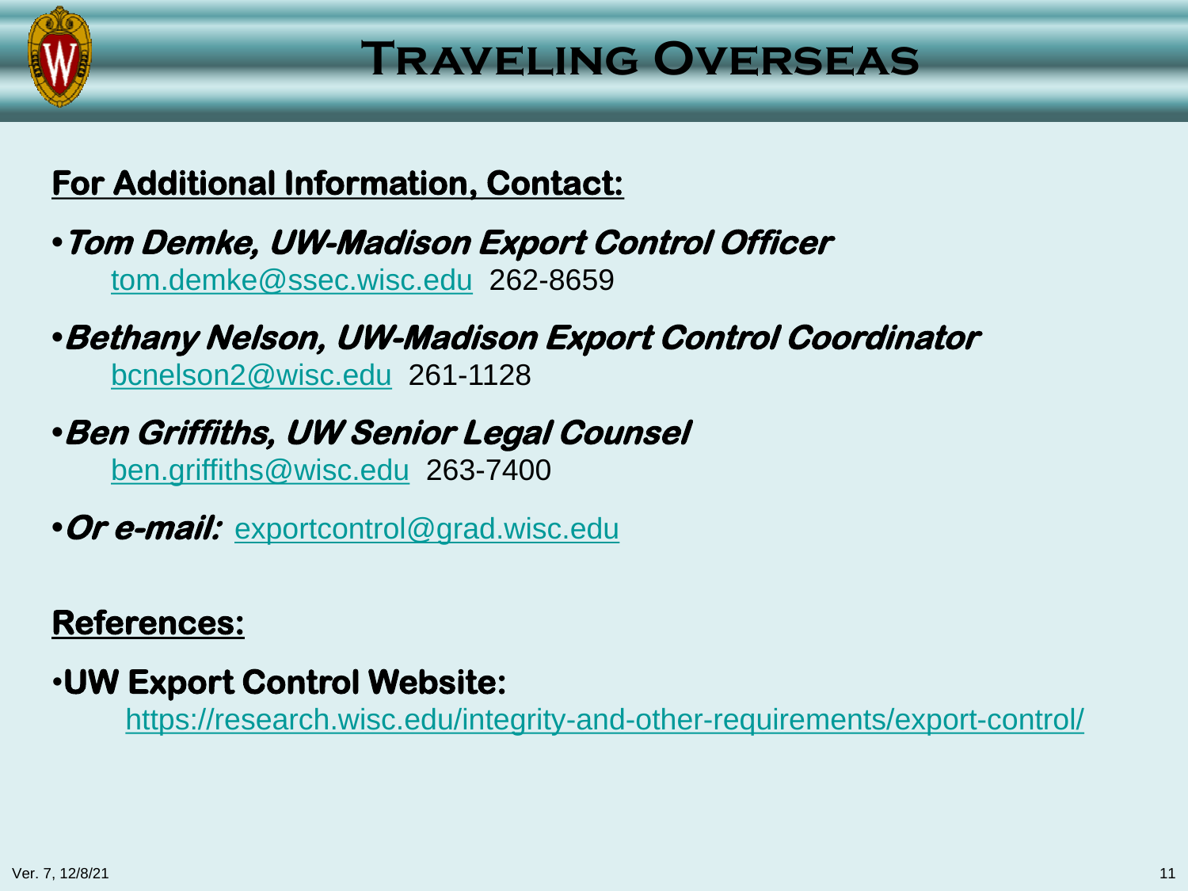# Traveling Overseas

**For Additional Information, Contact:**

- ***Tom Demke, UW-Madison Export Control Officer***
  tom.demke@ssec.wisc.edu 262-8659

- ***Bethany Nelson, UW-Madison Export Control Coordinator***
  bcnelson2@wisc.edu 261-1128

- ***Ben Griffiths, UW Senior Legal Counsel***
  ben.griffiths@wisc.edu 263-7400

- ***Or e-mail:*** exportcontrol@grad.wisc.edu

**References:**

- **UW Export Control Website:**
  https://research.wisc.edu/integrity-and-other-requirements/export-control/

Ver. 7, 12/8/21